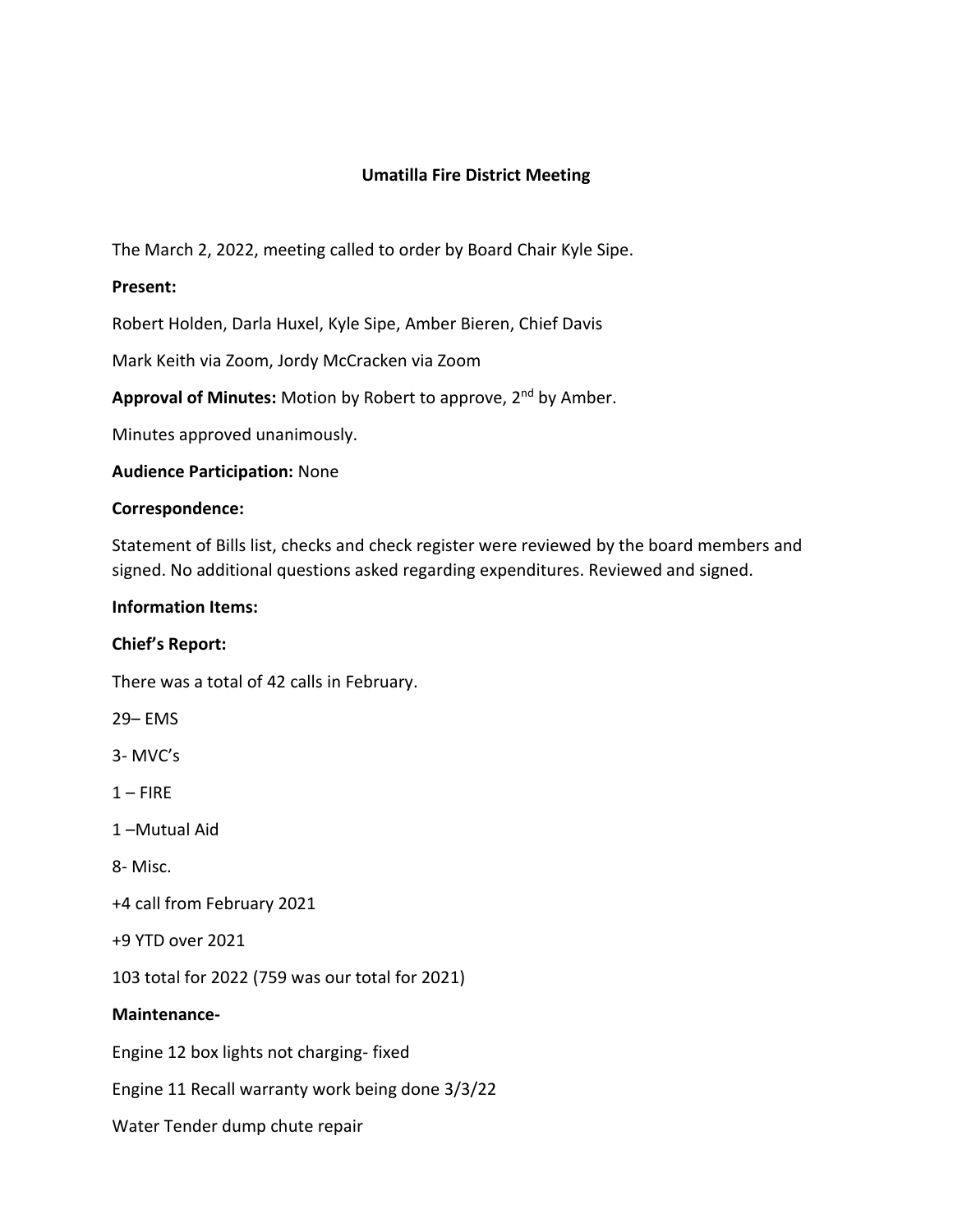# Umatilla Fire District Meeting

The March 2, 2022, meeting called to order by Board Chair Kyle Sipe.

**Present:**

Robert Holden, Darla Huxel, Kyle Sipe, Amber Bieren, Chief Davis

Mark Keith via Zoom, Jordy McCracken via Zoom

**Approval of Minutes:** Motion by Robert to approve, 2nd by Amber.

Minutes approved unanimously.

**Audience Participation:** None

**Correspondence:**

Statement of Bills list, checks and check register were reviewed by the board members and signed. No additional questions asked regarding expenditures. Reviewed and signed.

**Information Items:**

**Chief's Report:**

There was a total of 42 calls in February.

29– EMS

3- MVC's

1 – FIRE

1 –Mutual Aid

8- Misc.

+4 call from February 2021

+9 YTD over 2021

103 total for 2022 (759 was our total for 2021)

**Maintenance-**

Engine 12 box lights not charging- fixed

Engine 11 Recall warranty work being done 3/3/22

Water Tender dump chute repair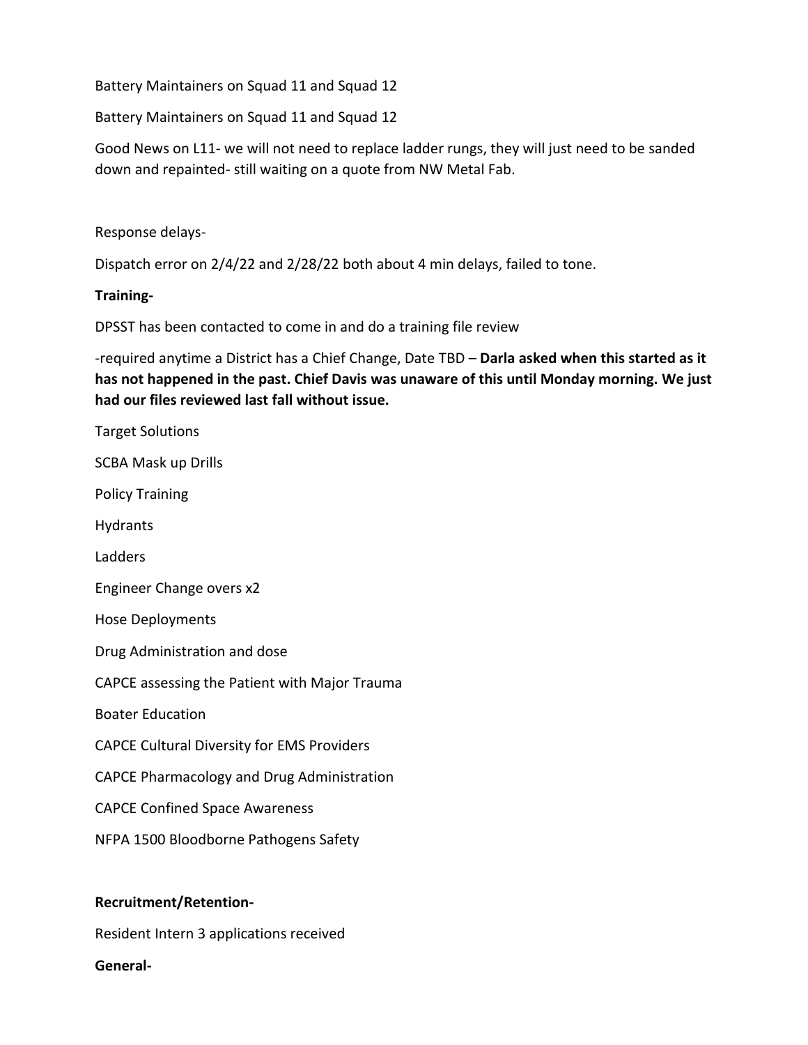Battery Maintainers on Squad 11 and Squad 12

Battery Maintainers on Squad 11 and Squad 12

Good News on L11- we will not need to replace ladder rungs, they will just need to be sanded down and repainted- still waiting on a quote from NW Metal Fab.

Response delays-

Dispatch error on 2/4/22 and 2/28/22 both about 4 min delays, failed to tone.

**Training-**

DPSST has been contacted to come in and do a training file review

-required anytime a District has a Chief Change, Date TBD – **Darla asked when this started as it has not happened in the past. Chief Davis was unaware of this until Monday morning. We just had our files reviewed last fall without issue.**

Target Solutions

SCBA Mask up Drills

Policy Training

Hydrants

Ladders

Engineer Change overs x2

Hose Deployments

Drug Administration and dose

CAPCE assessing the Patient with Major Trauma

Boater Education

CAPCE Cultural Diversity for EMS Providers

CAPCE Pharmacology and Drug Administration

CAPCE Confined Space Awareness

NFPA 1500 Bloodborne Pathogens Safety

**Recruitment/Retention-**

Resident Intern 3 applications received

**General-**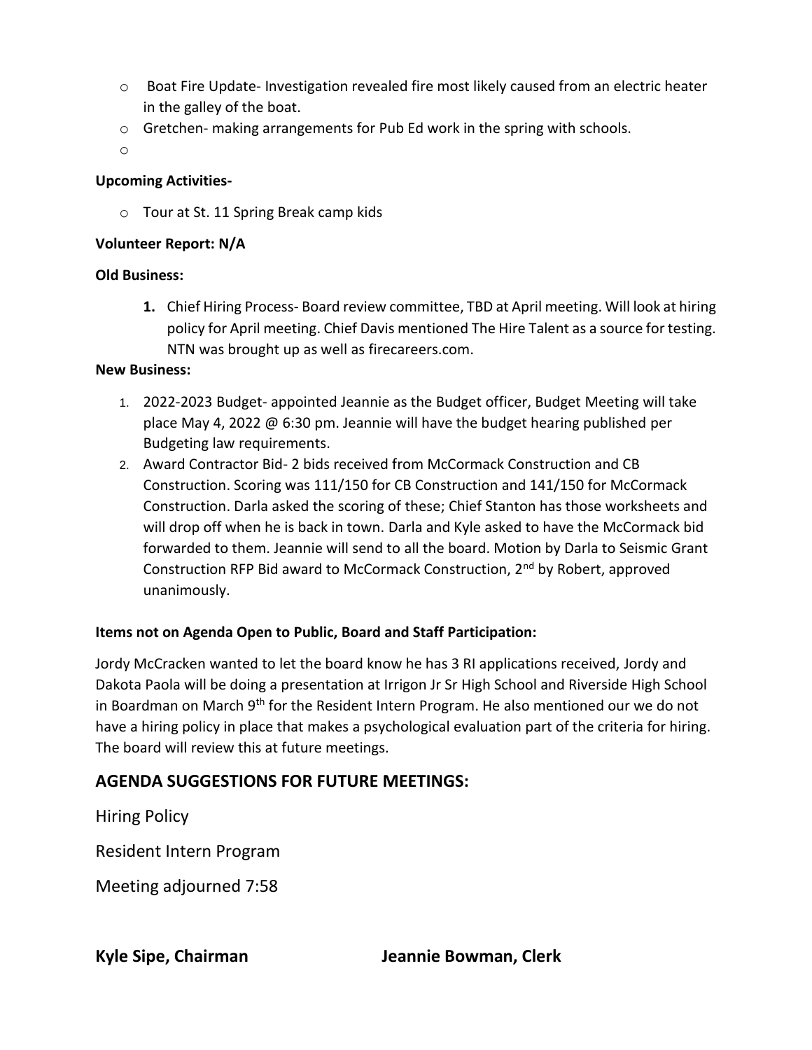- Boat Fire Update- Investigation revealed fire most likely caused from an electric heater in the galley of the boat.
- Gretchen- making arrangements for Pub Ed work in the spring with schools.
- 

**Upcoming Activities-**

- Tour at St. 11 Spring Break camp kids

**Volunteer Report: N/A**

**Old Business:**

1. Chief Hiring Process- Board review committee, TBD at April meeting. Will look at hiring policy for April meeting. Chief Davis mentioned The Hire Talent as a source for testing. NTN was brought up as well as firecareers.com.

**New Business:**

1. 2022-2023 Budget- appointed Jeannie as the Budget officer, Budget Meeting will take place May 4, 2022 @ 6:30 pm. Jeannie will have the budget hearing published per Budgeting law requirements.
2. Award Contractor Bid- 2 bids received from McCormack Construction and CB Construction. Scoring was 111/150 for CB Construction and 141/150 for McCormack Construction. Darla asked the scoring of these; Chief Stanton has those worksheets and will drop off when he is back in town. Darla and Kyle asked to have the McCormack bid forwarded to them. Jeannie will send to all the board. Motion by Darla to Seismic Grant Construction RFP Bid award to McCormack Construction, 2nd by Robert, approved unanimously.

**Items not on Agenda Open to Public, Board and Staff Participation:**

Jordy McCracken wanted to let the board know he has 3 RI applications received, Jordy and Dakota Paola will be doing a presentation at Irrigon Jr Sr High School and Riverside High School in Boardman on March 9th for the Resident Intern Program. He also mentioned our we do not have a hiring policy in place that makes a psychological evaluation part of the criteria for hiring. The board will review this at future meetings.

## AGENDA SUGGESTIONS FOR FUTURE MEETINGS:

Hiring Policy

Resident Intern Program

Meeting adjourned 7:58

**Kyle Sipe, Chairman** **Jeannie Bowman, Clerk**